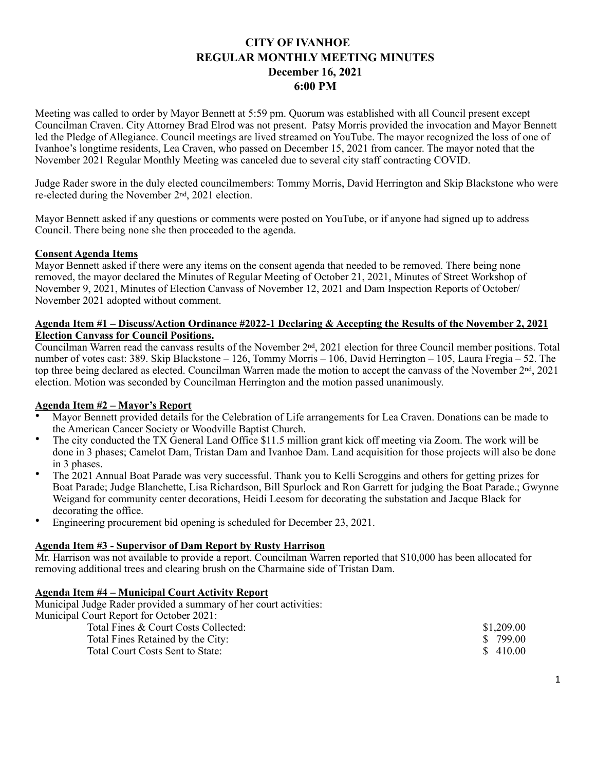# CITY OF IVANHOE
## REGULAR MONTHLY MEETING MINUTES
### December 16, 2021
### 6:00 PM

Meeting was called to order by Mayor Bennett at 5:59 pm. Quorum was established with all Council present except Councilman Craven. City Attorney Brad Elrod was not present. Patsy Morris provided the invocation and Mayor Bennett led the Pledge of Allegiance. Council meetings are lived streamed on YouTube. The mayor recognized the loss of one of Ivanhoe's longtime residents, Lea Craven, who passed on December 15, 2021 from cancer. The mayor noted that the November 2021 Regular Monthly Meeting was canceled due to several city staff contracting COVID.

Judge Rader swore in the duly elected councilmembers: Tommy Morris, David Herrington and Skip Blackstone who were re-elected during the November 2nd, 2021 election.

Mayor Bennett asked if any questions or comments were posted on YouTube, or if anyone had signed up to address Council. There being none she then proceeded to the agenda.

**Consent Agenda Items**

Mayor Bennett asked if there were any items on the consent agenda that needed to be removed. There being none removed, the mayor declared the Minutes of Regular Meeting of October 21, 2021, Minutes of Street Workshop of November 9, 2021, Minutes of Election Canvass of November 12, 2021 and Dam Inspection Reports of October/ November 2021 adopted without comment.

**Agenda Item #1 – Discuss/Action Ordinance #2022-1 Declaring & Accepting the Results of the November 2, 2021 Election Canvass for Council Positions.**

Councilman Warren read the canvass results of the November 2nd, 2021 election for three Council member positions. Total number of votes cast: 389. Skip Blackstone – 126, Tommy Morris – 106, David Herrington – 105, Laura Fregia – 52. The top three being declared as elected. Councilman Warren made the motion to accept the canvass of the November 2nd, 2021 election. Motion was seconded by Councilman Herrington and the motion passed unanimously.

**Agenda Item #2 – Mayor's Report**

- Mayor Bennett provided details for the Celebration of Life arrangements for Lea Craven. Donations can be made to the American Cancer Society or Woodville Baptist Church.
- The city conducted the TX General Land Office $11.5 million grant kick off meeting via Zoom. The work will be done in 3 phases; Camelot Dam, Tristan Dam and Ivanhoe Dam. Land acquisition for those projects will also be done in 3 phases.
- The 2021 Annual Boat Parade was very successful. Thank you to Kelli Scroggins and others for getting prizes for Boat Parade; Judge Blanchette, Lisa Richardson, Bill Spurlock and Ron Garrett for judging the Boat Parade.; Gwynne Weigand for community center decorations, Heidi Leesom for decorating the substation and Jacque Black for decorating the office.
- Engineering procurement bid opening is scheduled for December 23, 2021.

**Agenda Item #3 - Supervisor of Dam Report by Rusty Harrison**

Mr. Harrison was not available to provide a report. Councilman Warren reported that $10,000 has been allocated for removing additional trees and clearing brush on the Charmaine side of Tristan Dam.

**Agenda Item #4 – Municipal Court Activity Report**

Municipal Judge Rader provided a summary of her court activities:

Municipal Court Report for October 2021:

| | |
|---|---|
| Total Fines & Court Costs Collected: | $1,209.00 |
| Total Fines Retained by the City: | $ 799.00 |
| Total Court Costs Sent to State: | $ 410.00 |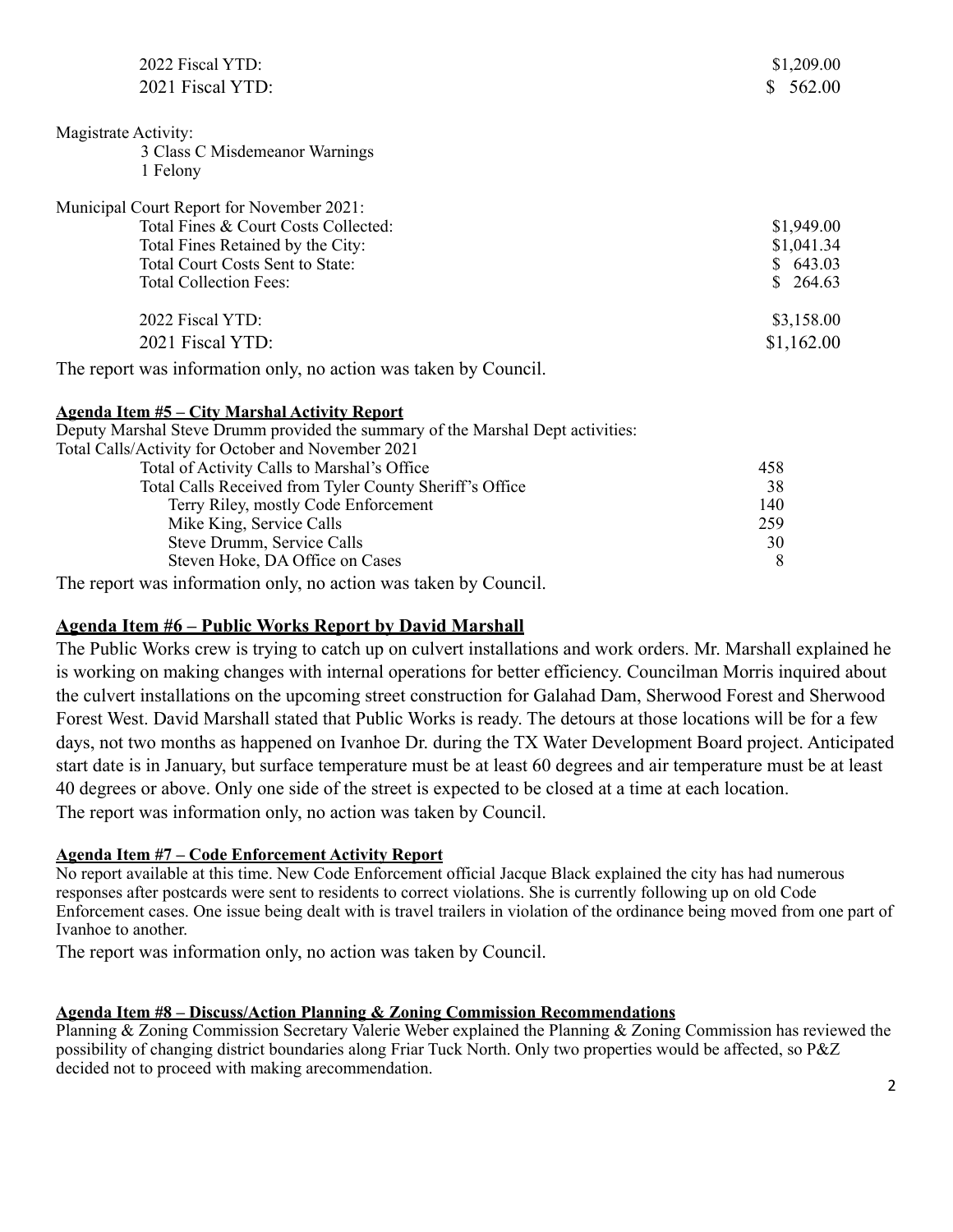| | |
|---|---|
| 2022 Fiscal YTD: | $1,209.00 |
| 2021 Fiscal YTD: | $ 562.00 |

Magistrate Activity:
- 3 Class C Misdemeanor Warnings
- 1 Felony

Municipal Court Report for November 2021:

| | |
|---|---|
| Total Fines & Court Costs Collected: | $1,949.00 |
| Total Fines Retained by the City: | $1,041.34 |
| Total Court Costs Sent to State: | $ 643.03 |
| Total Collection Fees: | $ 264.63 |
| 2022 Fiscal YTD: | $3,158.00 |
| 2021 Fiscal YTD: | $1,162.00 |

The report was information only, no action was taken by Council.

**Agenda Item #5 – City Marshal Activity Report**

Deputy Marshal Steve Drumm provided the summary of the Marshal Dept activities:
Total Calls/Activity for October and November 2021

| | |
|---|---|
| Total of Activity Calls to Marshal's Office | 458 |
| Total Calls Received from Tyler County Sheriff's Office | 38 |
| Terry Riley, mostly Code Enforcement | 140 |
| Mike King, Service Calls | 259 |
| Steve Drumm, Service Calls | 30 |
| Steven Hoke, DA Office on Cases | 8 |

The report was information only, no action was taken by Council.

**Agenda Item #6 – Public Works Report by David Marshall**

The Public Works crew is trying to catch up on culvert installations and work orders. Mr. Marshall explained he is working on making changes with internal operations for better efficiency. Councilman Morris inquired about the culvert installations on the upcoming street construction for Galahad Dam, Sherwood Forest and Sherwood Forest West. David Marshall stated that Public Works is ready. The detours at those locations will be for a few days, not two months as happened on Ivanhoe Dr. during the TX Water Development Board project. Anticipated start date is in January, but surface temperature must be at least 60 degrees and air temperature must be at least 40 degrees or above. Only one side of the street is expected to be closed at a time at each location.
The report was information only, no action was taken by Council.

**Agenda Item #7 – Code Enforcement Activity Report**

No report available at this time. New Code Enforcement official Jacque Black explained the city has had numerous responses after postcards were sent to residents to correct violations. She is currently following up on old Code Enforcement cases. One issue being dealt with is travel trailers in violation of the ordinance being moved from one part of Ivanhoe to another.

The report was information only, no action was taken by Council.

**Agenda Item #8 – Discuss/Action Planning & Zoning Commission Recommendations**

Planning & Zoning Commission Secretary Valerie Weber explained the Planning & Zoning Commission has reviewed the possibility of changing district boundaries along Friar Tuck North. Only two properties would be affected, so P&Z decided not to proceed with making arecommendation.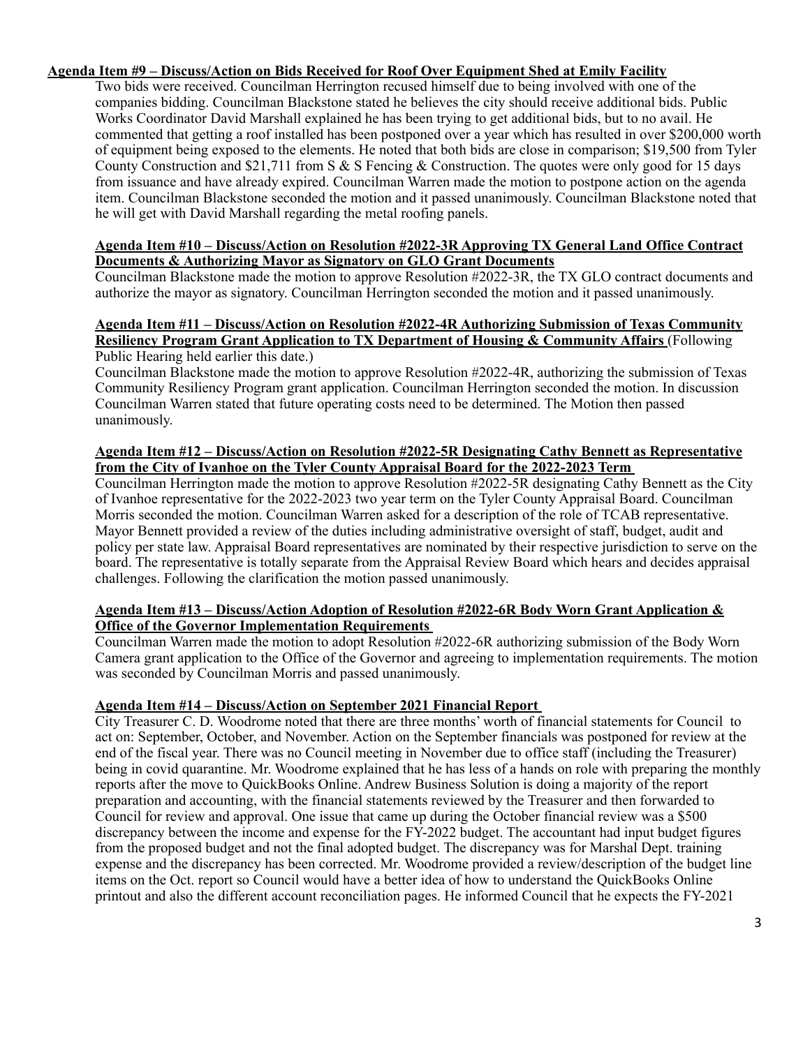**Agenda Item #9 – Discuss/Action on Bids Received for Roof Over Equipment Shed at Emily Facility**

Two bids were received. Councilman Herrington recused himself due to being involved with one of the companies bidding. Councilman Blackstone stated he believes the city should receive additional bids. Public Works Coordinator David Marshall explained he has been trying to get additional bids, but to no avail. He commented that getting a roof installed has been postponed over a year which has resulted in over $200,000 worth of equipment being exposed to the elements. He noted that both bids are close in comparison; $19,500 from Tyler County Construction and $21,711 from S & S Fencing & Construction. The quotes were only good for 15 days from issuance and have already expired. Councilman Warren made the motion to postpone action on the agenda item. Councilman Blackstone seconded the motion and it passed unanimously. Councilman Blackstone noted that he will get with David Marshall regarding the metal roofing panels.

**Agenda Item #10 – Discuss/Action on Resolution #2022-3R Approving TX General Land Office Contract Documents & Authorizing Mayor as Signatory on GLO Grant Documents**

Councilman Blackstone made the motion to approve Resolution #2022-3R, the TX GLO contract documents and authorize the mayor as signatory. Councilman Herrington seconded the motion and it passed unanimously.

**Agenda Item #11 – Discuss/Action on Resolution #2022-4R Authorizing Submission of Texas Community Resiliency Program Grant Application to TX Department of Housing & Community Affairs** (Following Public Hearing held earlier this date.)

Councilman Blackstone made the motion to approve Resolution #2022-4R, authorizing the submission of Texas Community Resiliency Program grant application. Councilman Herrington seconded the motion. In discussion Councilman Warren stated that future operating costs need to be determined. The Motion then passed unanimously.

**Agenda Item #12 – Discuss/Action on Resolution #2022-5R Designating Cathy Bennett as Representative from the City of Ivanhoe on the Tyler County Appraisal Board for the 2022-2023 Term**

Councilman Herrington made the motion to approve Resolution #2022-5R designating Cathy Bennett as the City of Ivanhoe representative for the 2022-2023 two year term on the Tyler County Appraisal Board. Councilman Morris seconded the motion. Councilman Warren asked for a description of the role of TCAB representative. Mayor Bennett provided a review of the duties including administrative oversight of staff, budget, audit and policy per state law. Appraisal Board representatives are nominated by their respective jurisdiction to serve on the board. The representative is totally separate from the Appraisal Review Board which hears and decides appraisal challenges. Following the clarification the motion passed unanimously.

**Agenda Item #13 – Discuss/Action Adoption of Resolution #2022-6R Body Worn Grant Application & Office of the Governor Implementation Requirements**

Councilman Warren made the motion to adopt Resolution #2022-6R authorizing submission of the Body Worn Camera grant application to the Office of the Governor and agreeing to implementation requirements. The motion was seconded by Councilman Morris and passed unanimously.

**Agenda Item #14 – Discuss/Action on September 2021 Financial Report**

City Treasurer C. D. Woodrome noted that there are three months' worth of financial statements for Council to act on: September, October, and November. Action on the September financials was postponed for review at the end of the fiscal year. There was no Council meeting in November due to office staff (including the Treasurer) being in covid quarantine. Mr. Woodrome explained that he has less of a hands on role with preparing the monthly reports after the move to QuickBooks Online. Andrew Business Solution is doing a majority of the report preparation and accounting, with the financial statements reviewed by the Treasurer and then forwarded to Council for review and approval. One issue that came up during the October financial review was a $500 discrepancy between the income and expense for the FY-2022 budget. The accountant had input budget figures from the proposed budget and not the final adopted budget. The discrepancy was for Marshal Dept. training expense and the discrepancy has been corrected. Mr. Woodrome provided a review/description of the budget line items on the Oct. report so Council would have a better idea of how to understand the QuickBooks Online printout and also the different account reconciliation pages. He informed Council that he expects the FY-2021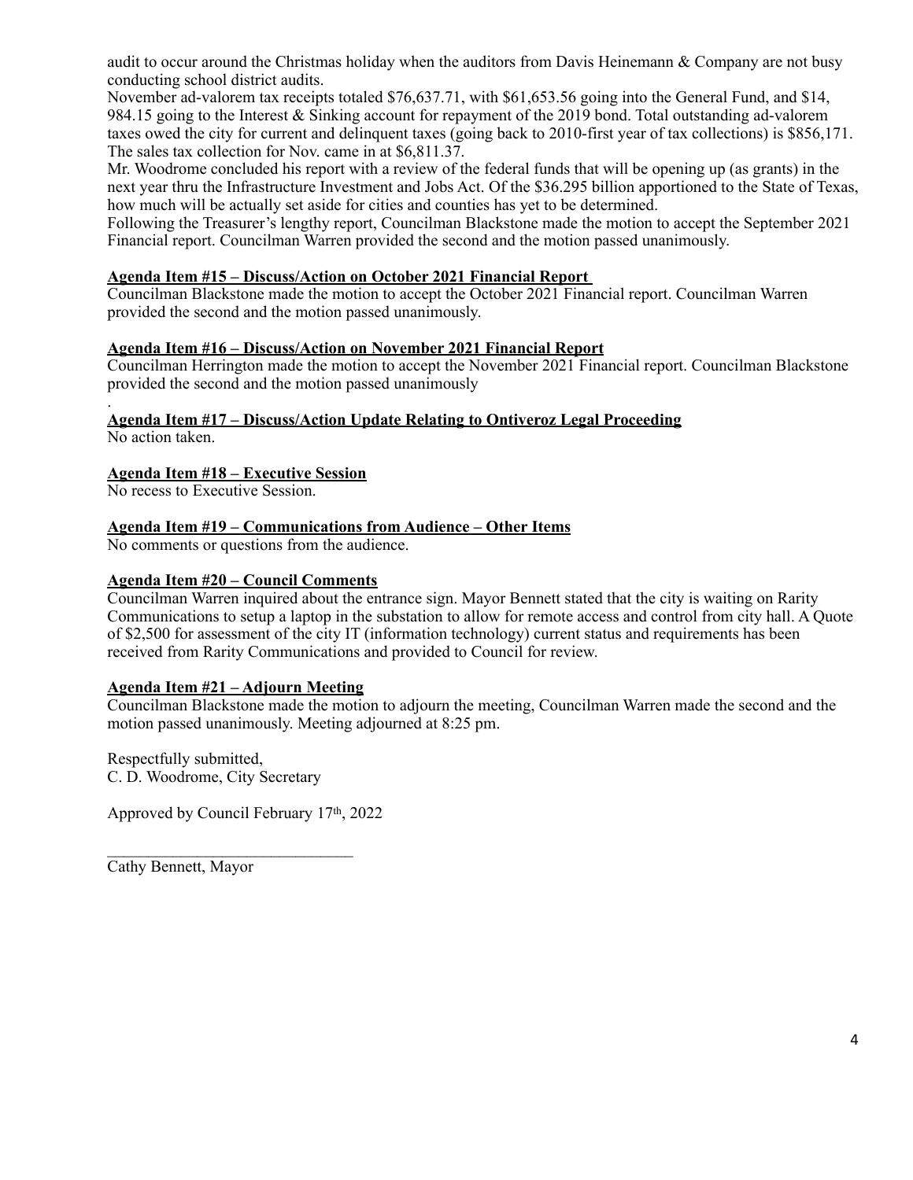audit to occur around the Christmas holiday when the auditors from Davis Heinemann & Company are not busy conducting school district audits.

November ad-valorem tax receipts totaled $76,637.71, with $61,653.56 going into the General Fund, and $14, 984.15 going to the Interest & Sinking account for repayment of the 2019 bond. Total outstanding ad-valorem taxes owed the city for current and delinquent taxes (going back to 2010-first year of tax collections) is $856,171. The sales tax collection for Nov. came in at $6,811.37.

Mr. Woodrome concluded his report with a review of the federal funds that will be opening up (as grants) in the next year thru the Infrastructure Investment and Jobs Act. Of the $36.295 billion apportioned to the State of Texas, how much will be actually set aside for cities and counties has yet to be determined.

Following the Treasurer's lengthy report, Councilman Blackstone made the motion to accept the September 2021 Financial report. Councilman Warren provided the second and the motion passed unanimously.

**Agenda Item #15 – Discuss/Action on October 2021 Financial Report**

Councilman Blackstone made the motion to accept the October 2021 Financial report. Councilman Warren provided the second and the motion passed unanimously.

**Agenda Item #16 – Discuss/Action on November 2021 Financial Report**

Councilman Herrington made the motion to accept the November 2021 Financial report. Councilman Blackstone provided the second and the motion passed unanimously

.

**Agenda Item #17 – Discuss/Action Update Relating to Ontiveroz Legal Proceeding**

No action taken.

**Agenda Item #18 – Executive Session**

No recess to Executive Session.

**Agenda Item #19 – Communications from Audience – Other Items**

No comments or questions from the audience.

**Agenda Item #20 – Council Comments**

Councilman Warren inquired about the entrance sign. Mayor Bennett stated that the city is waiting on Rarity Communications to setup a laptop in the substation to allow for remote access and control from city hall. A Quote of $2,500 for assessment of the city IT (information technology) current status and requirements has been received from Rarity Communications and provided to Council for review.

**Agenda Item #21 – Adjourn Meeting**

Councilman Blackstone made the motion to adjourn the meeting, Councilman Warren made the second and the motion passed unanimously. Meeting adjourned at 8:25 pm.

Respectfully submitted,
C. D. Woodrome, City Secretary

Approved by Council February 17th, 2022

______________________________
Cathy Bennett, Mayor